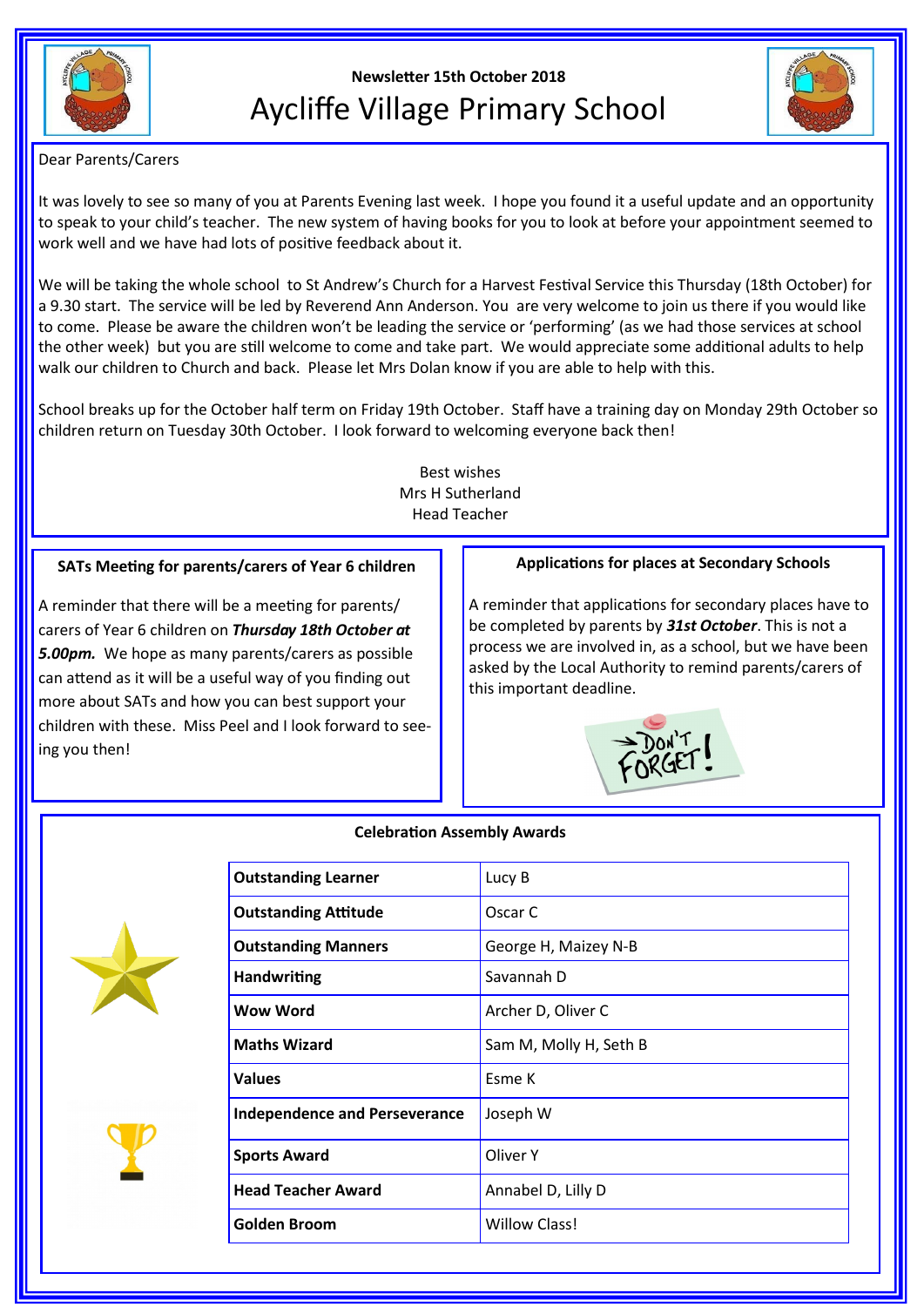Newsletter 15th October 2018

# Aycliffe Village Primary School

Dear Parents/Carers

It was lovely to see so many of you at Parents Evening last week. I hope you found it a useful update and an opportunity to speak to your child's teacher. The new system of having books for you to look at before your appointment seemed to work well and we have had lots of positive feedback about it.

We will be taking the whole school to St Andrew's Church for a Harvest Festival Service this Thursday (18th October) for a 9.30 start. The service will be led by Reverend Ann Anderson. You are very welcome to join us there if you would like to come. Please be aware the children won't be leading the service or 'performing' (as we had those services at school the other week) but you are still welcome to come and take part. We would appreciate some additional adults to help walk our children to Church and back. Please let Mrs Dolan know if you are able to help with this.

School breaks up for the October half term on Friday 19th October. Staff have a training day on Monday 29th October so children return on Tuesday 30th October. I look forward to welcoming everyone back then!

Best wishes
Mrs H Sutherland
Head Teacher

## SATs Meeting for parents/carers of Year 6 children

A reminder that there will be a meeting for parents/carers of Year 6 children on ***Thursday 18th October at 5.00pm.*** We hope as many parents/carers as possible can attend as it will be a useful way of you finding out more about SATs and how you can best support your children with these. Miss Peel and I look forward to seeing you then!

## Applications for places at Secondary Schools

A reminder that applications for secondary places have to be completed by parents by ***31st October***. This is not a process we are involved in, as a school, but we have been asked by the Local Authority to remind parents/carers of this important deadline.

## Celebration Assembly Awards

| | |
|---|---|
| **Outstanding Learner** | Lucy B |
| **Outstanding Attitude** | Oscar C |
| **Outstanding Manners** | George H, Maizey N-B |
| **Handwriting** | Savannah D |
| **Wow Word** | Archer D, Oliver C |
| **Maths Wizard** | Sam M, Molly H, Seth B |
| **Values** | Esme K |
| **Independence and Perseverance** | Joseph W |
| **Sports Award** | Oliver Y |
| **Head Teacher Award** | Annabel D, Lilly D |
| **Golden Broom** | Willow Class! |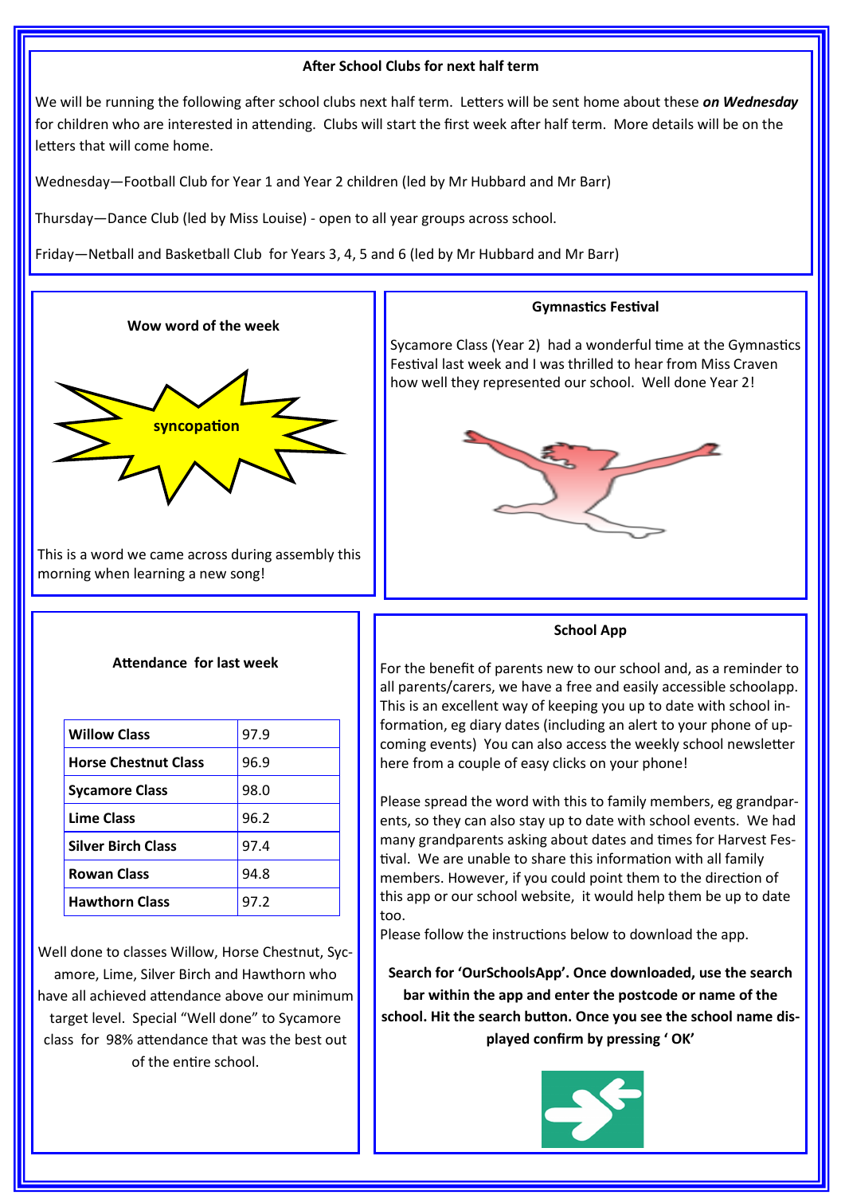## After School Clubs for next half term

We will be running the following after school clubs next half term. Letters will be sent home about these ***on Wednesday*** for children who are interested in attending. Clubs will start the first week after half term. More details will be on the letters that will come home.

Wednesday—Football Club for Year 1 and Year 2 children (led by Mr Hubbard and Mr Barr)

Thursday—Dance Club (led by Miss Louise) - open to all year groups across school.

Friday—Netball and Basketball Club for Years 3, 4, 5 and 6 (led by Mr Hubbard and Mr Barr)

## Wow word of the week

**syncopation**

This is a word we came across during assembly this morning when learning a new song!

## Gymnastics Festival

Sycamore Class (Year 2) had a wonderful time at the Gymnastics Festival last week and I was thrilled to hear from Miss Craven how well they represented our school. Well done Year 2!

## Attendance for last week

| | |
|---|---|
| **Willow Class** | 97.9 |
| **Horse Chestnut Class** | 96.9 |
| **Sycamore Class** | 98.0 |
| **Lime Class** | 96.2 |
| **Silver Birch Class** | 97.4 |
| **Rowan Class** | 94.8 |
| **Hawthorn Class** | 97.2 |

Well done to classes Willow, Horse Chestnut, Sycamore, Lime, Silver Birch and Hawthorn who have all achieved attendance above our minimum target level. Special "Well done" to Sycamore class for 98% attendance that was the best out of the entire school.

## School App

For the benefit of parents new to our school and, as a reminder to all parents/carers, we have a free and easily accessible schoolapp. This is an excellent way of keeping you up to date with school information, eg diary dates (including an alert to your phone of upcoming events) You can also access the weekly school newsletter here from a couple of easy clicks on your phone!

Please spread the word with this to family members, eg grandparents, so they can also stay up to date with school events. We had many grandparents asking about dates and times for Harvest Festival. We are unable to share this information with all family members. However, if you could point them to the direction of this app or our school website, it would help them be up to date too.

Please follow the instructions below to download the app.

**Search for 'OurSchoolsApp'. Once downloaded, use the search bar within the app and enter the postcode or name of the school. Hit the search button. Once you see the school name displayed confirm by pressing ' OK'**